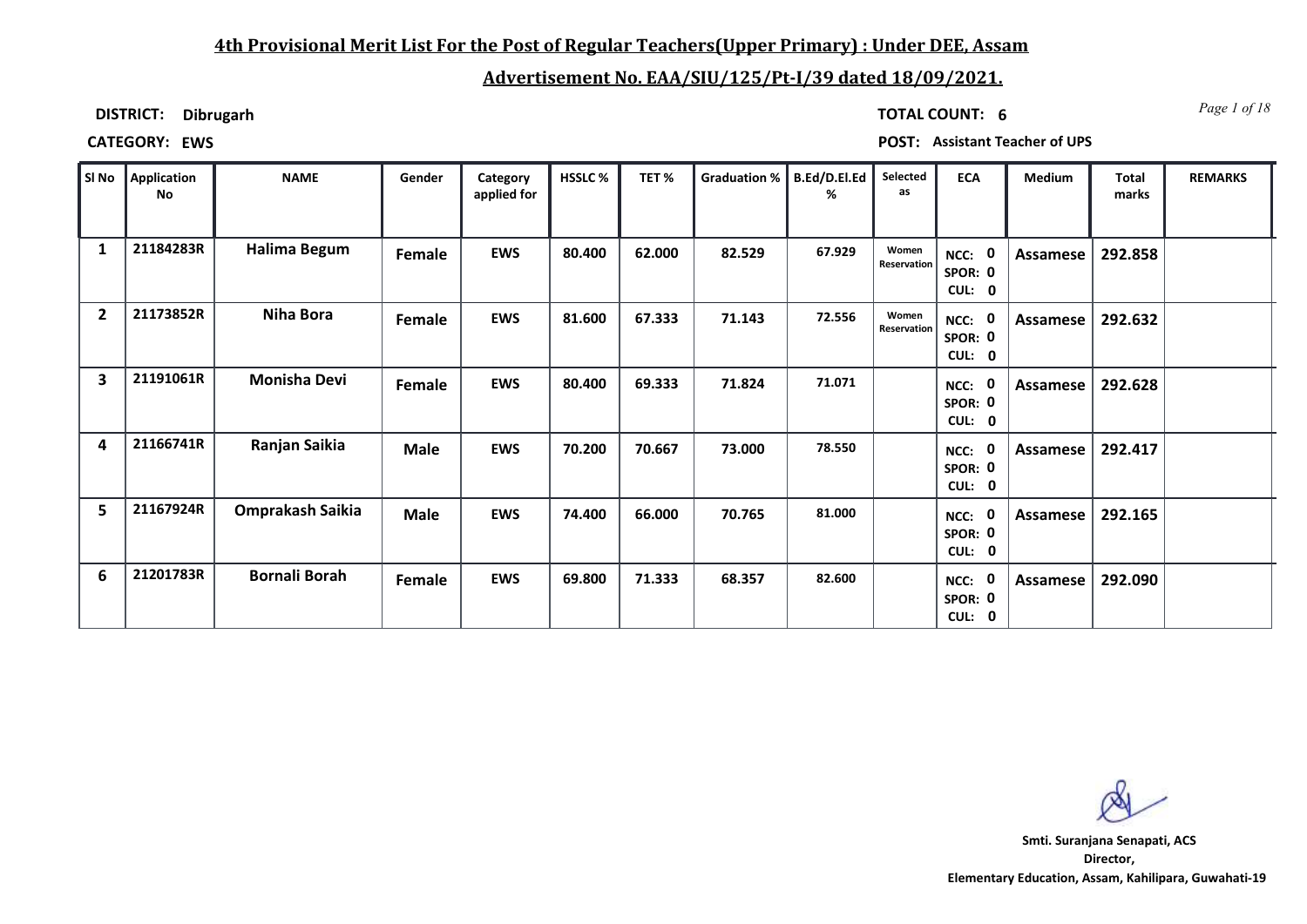## 4th Provisional Merit List For the Post of Regular Teachers(Upper Primary) : Under DEE, Assam

## Advertisement No. EAA/SIU/125/Pt-I/39 dated 18/09/2021.

**DISTRICT:** Dibrugarh

**TOTAL COUNT:** 6

**CATEGORY:** EWS

**POST:** Assistant Teacher of UPS

| Sl No | Application No | NAME | Gender | Category applied for | HSSLC % | TET % | Graduation % | B.Ed/D.El.Ed % | Selected as | ECA | Medium | Total marks | REMARKS |
|---|---|---|---|---|---|---|---|---|---|---|---|---|---|
| 1 | 21184283R | Halima Begum | Female | EWS | 80.400 | 62.000 | 82.529 | 67.929 | Women Reservation | NCC: 0 SPOR: 0 CUL: 0 | Assamese | 292.858 | |
| 2 | 21173852R | Niha Bora | Female | EWS | 81.600 | 67.333 | 71.143 | 72.556 | Women Reservation | NCC: 0 SPOR: 0 CUL: 0 | Assamese | 292.632 | |
| 3 | 21191061R | Monisha Devi | Female | EWS | 80.400 | 69.333 | 71.824 | 71.071 | | NCC: 0 SPOR: 0 CUL: 0 | Assamese | 292.628 | |
| 4 | 21166741R | Ranjan Saikia | Male | EWS | 70.200 | 70.667 | 73.000 | 78.550 | | NCC: 0 SPOR: 0 CUL: 0 | Assamese | 292.417 | |
| 5 | 21167924R | Omprakash Saikia | Male | EWS | 74.400 | 66.000 | 70.765 | 81.000 | | NCC: 0 SPOR: 0 CUL: 0 | Assamese | 292.165 | |
| 6 | 21201783R | Bornali Borah | Female | EWS | 69.800 | 71.333 | 68.357 | 82.600 | | NCC: 0 SPOR: 0 CUL: 0 | Assamese | 292.090 | |

**Smt. Suranjana Senapati, ACS**
**Director,**
**Elementary Education, Assam, Kahilipara, Guwahati-19**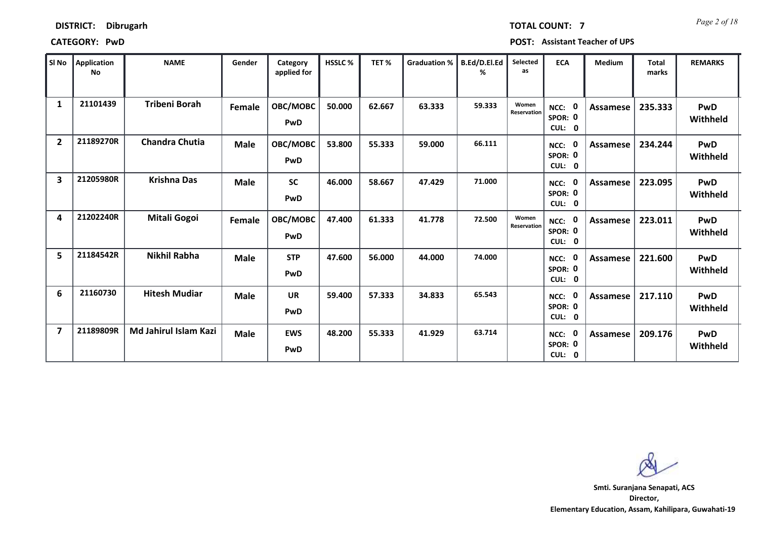**DISTRICT: Dibrugarh** **TOTAL COUNT: 7**

**CATEGORY: PwD** **POST: Assistant Teacher of UPS**

| Sl No | Application No | NAME | Gender | Category applied for | HSSLC % | TET % | Graduation % | B.Ed/D.El.Ed % | Selected as | ECA | Medium | Total marks | REMARKS |
|---|---|---|---|---|---|---|---|---|---|---|---|---|---|
| 1 | 21101439 | Tribeni Borah | Female | OBC/MOBC PwD | 50.000 | 62.667 | 63.333 | 59.333 | Women Reservation | NCC: 0 SPOR: 0 CUL: 0 | Assamese | 235.333 | PwD Withheld |
| 2 | 21189270R | Chandra Chutia | Male | OBC/MOBC PwD | 53.800 | 55.333 | 59.000 | 66.111 | | NCC: 0 SPOR: 0 CUL: 0 | Assamese | 234.244 | PwD Withheld |
| 3 | 21205980R | Krishna Das | Male | SC PwD | 46.000 | 58.667 | 47.429 | 71.000 | | NCC: 0 SPOR: 0 CUL: 0 | Assamese | 223.095 | PwD Withheld |
| 4 | 21202240R | Mitali Gogoi | Female | OBC/MOBC PwD | 47.400 | 61.333 | 41.778 | 72.500 | Women Reservation | NCC: 0 SPOR: 0 CUL: 0 | Assamese | 223.011 | PwD Withheld |
| 5 | 21184542R | Nikhil Rabha | Male | STP PwD | 47.600 | 56.000 | 44.000 | 74.000 | | NCC: 0 SPOR: 0 CUL: 0 | Assamese | 221.600 | PwD Withheld |
| 6 | 21160730 | Hitesh Mudiar | Male | UR PwD | 59.400 | 57.333 | 34.833 | 65.543 | | NCC: 0 SPOR: 0 CUL: 0 | Assamese | 217.110 | PwD Withheld |
| 7 | 21189809R | Md Jahirul Islam Kazi | Male | EWS PwD | 48.200 | 55.333 | 41.929 | 63.714 | | NCC: 0 SPOR: 0 CUL: 0 | Assamese | 209.176 | PwD Withheld |

**Smti. Suranjana Senapati, ACS**
**Director,**
**Elementary Education, Assam, Kahilipara, Guwahati-19**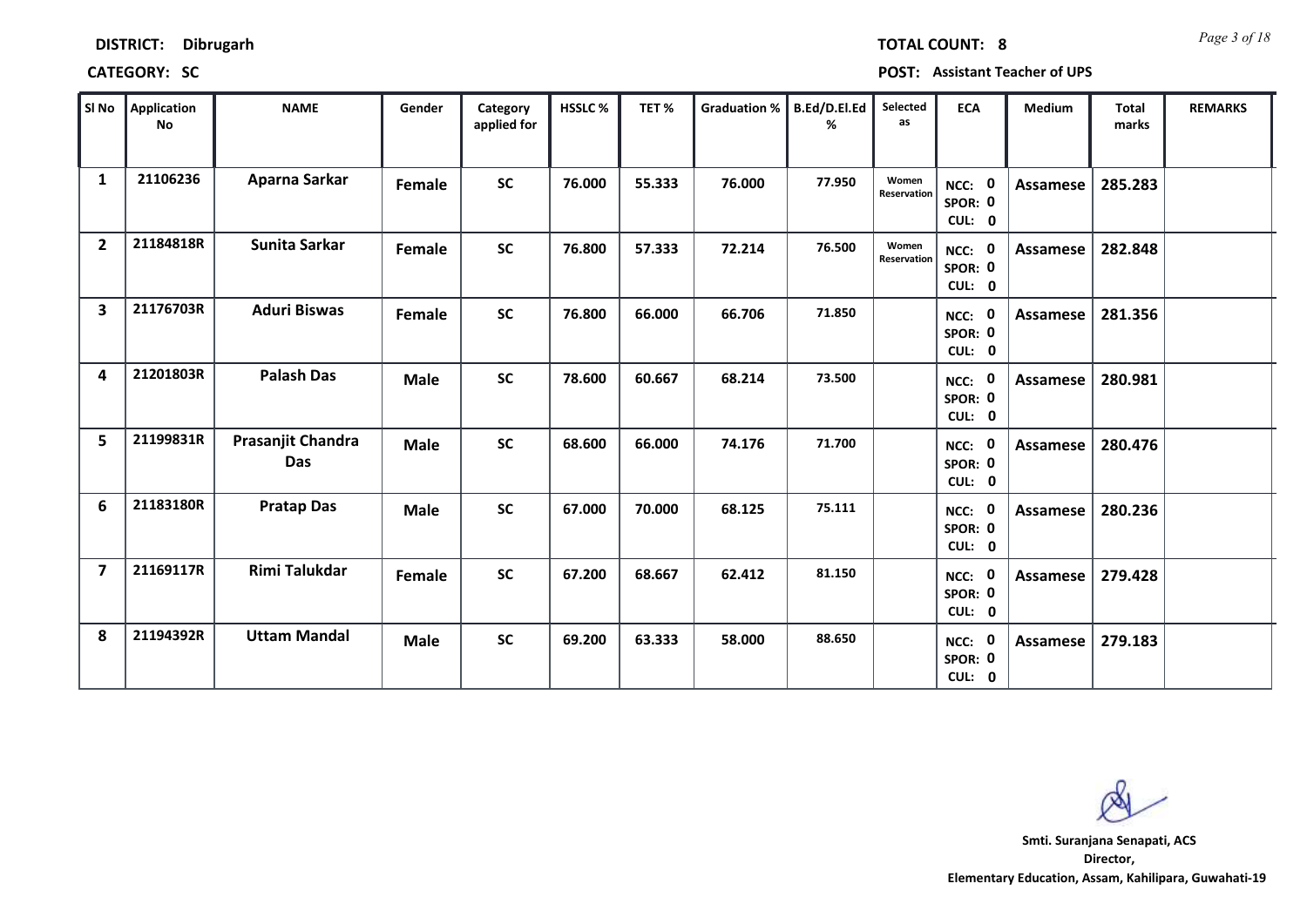**DISTRICT:** Dibrugarh

**TOTAL COUNT:** 8

**CATEGORY:** SC

**POST:** Assistant Teacher of UPS

| Sl No | Application No | NAME | Gender | Category applied for | HSSLC % | TET % | Graduation % | B.Ed/D.El.Ed % | Selected as | ECA | Medium | Total marks | REMARKS |
|---|---|---|---|---|---|---|---|---|---|---|---|---|---|
| 1 | 21106236 | Aparna Sarkar | Female | SC | 76.000 | 55.333 | 76.000 | 77.950 | Women Reservation | NCC: 0 SPOR: 0 CUL: 0 | Assamese | 285.283 | |
| 2 | 21184818R | Sunita Sarkar | Female | SC | 76.800 | 57.333 | 72.214 | 76.500 | Women Reservation | NCC: 0 SPOR: 0 CUL: 0 | Assamese | 282.848 | |
| 3 | 21176703R | Aduri Biswas | Female | SC | 76.800 | 66.000 | 66.706 | 71.850 | | NCC: 0 SPOR: 0 CUL: 0 | Assamese | 281.356 | |
| 4 | 21201803R | Palash Das | Male | SC | 78.600 | 60.667 | 68.214 | 73.500 | | NCC: 0 SPOR: 0 CUL: 0 | Assamese | 280.981 | |
| 5 | 21199831R | Prasanjit Chandra Das | Male | SC | 68.600 | 66.000 | 74.176 | 71.700 | | NCC: 0 SPOR: 0 CUL: 0 | Assamese | 280.476 | |
| 6 | 21183180R | Pratap Das | Male | SC | 67.000 | 70.000 | 68.125 | 75.111 | | NCC: 0 SPOR: 0 CUL: 0 | Assamese | 280.236 | |
| 7 | 21169117R | Rimi Talukdar | Female | SC | 67.200 | 68.667 | 62.412 | 81.150 | | NCC: 0 SPOR: 0 CUL: 0 | Assamese | 279.428 | |
| 8 | 21194392R | Uttam Mandal | Male | SC | 69.200 | 63.333 | 58.000 | 88.650 | | NCC: 0 SPOR: 0 CUL: 0 | Assamese | 279.183 | |

**Smti. Suranjana Senapati, ACS**
Director,
Elementary Education, Assam, Kahilipara, Guwahati-19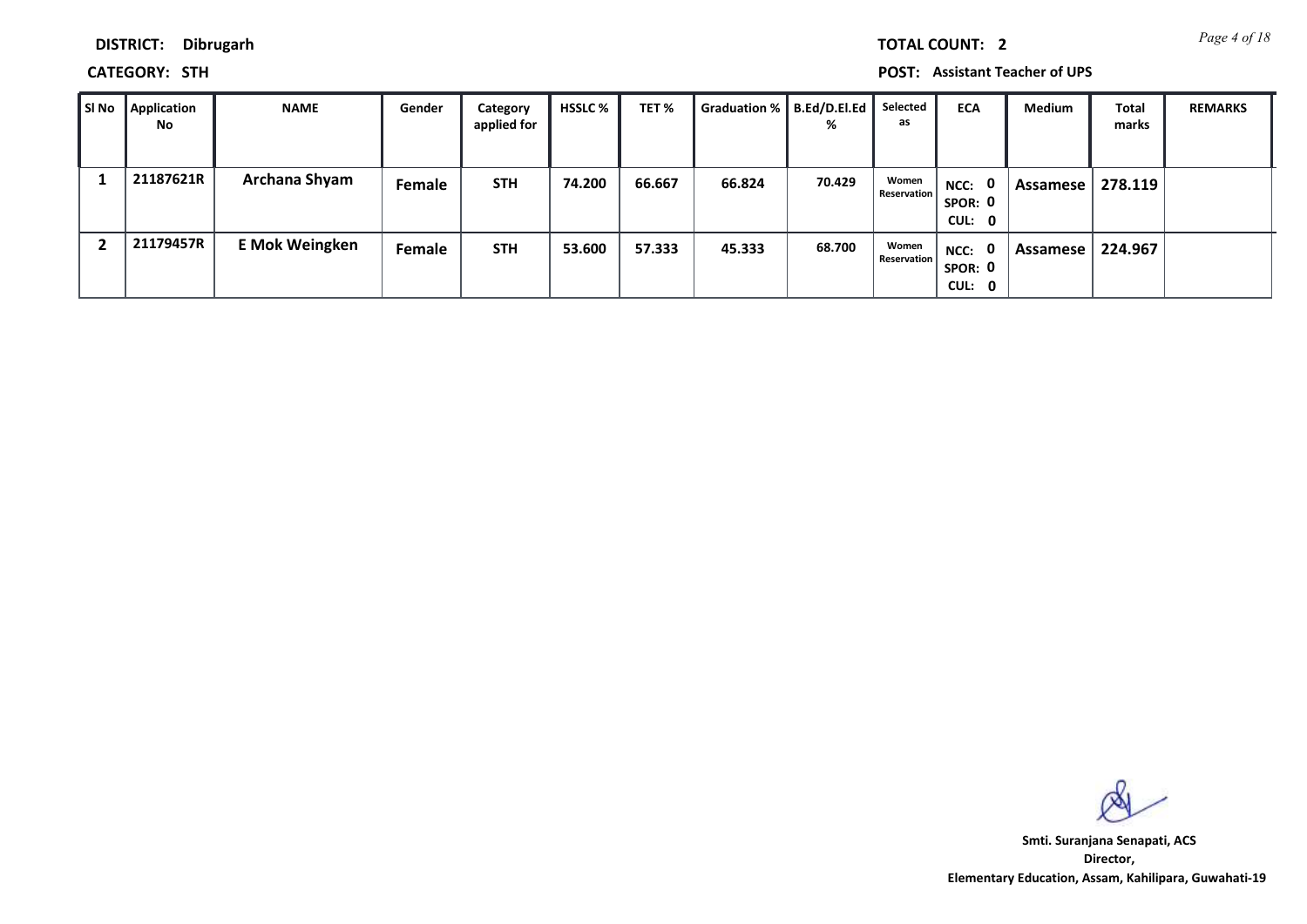**DISTRICT:** Dibrugarh

**TOTAL COUNT:** 2

**CATEGORY:** STH

**POST:** Assistant Teacher of UPS

| Sl No | Application No | NAME | Gender | Category applied for | HSSLC % | TET % | Graduation % | B.Ed/D.El.Ed % | Selected as | ECA | Medium | Total marks | REMARKS |
|---|---|---|---|---|---|---|---|---|---|---|---|---|---|
| 1 | 21187621R | Archana Shyam | Female | STH | 74.200 | 66.667 | 66.824 | 70.429 | Women Reservation | NCC: 0 SPOR: 0 CUL: 0 | Assamese | 278.119 | |
| 2 | 21179457R | E Mok Weingken | Female | STH | 53.600 | 57.333 | 45.333 | 68.700 | Women Reservation | NCC: 0 SPOR: 0 CUL: 0 | Assamese | 224.967 | |

Smti. Suranjana Senapati, ACS
Director,
Elementary Education, Assam, Kahilipara, Guwahati-19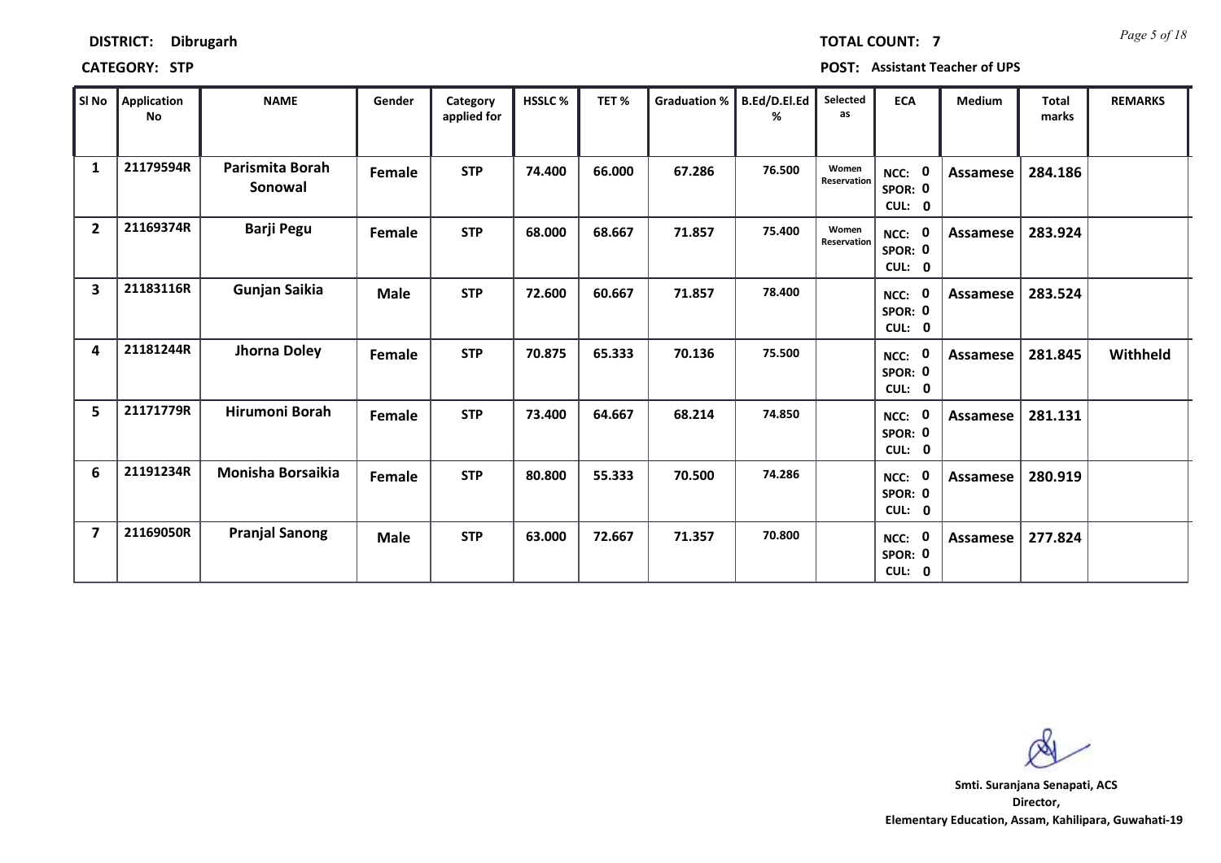**DISTRICT: Dibrugarh**

**TOTAL COUNT: 7**

**CATEGORY: STP**

**POST: Assistant Teacher of UPS**

| Sl No | Application No | NAME | Gender | Category applied for | HSSLC % | TET % | Graduation % | B.Ed/D.El.Ed % | Selected as | ECA | Medium | Total marks | REMARKS |
|---|---|---|---|---|---|---|---|---|---|---|---|---|---|
| 1 | 21179594R | Parismita Borah Sonowal | Female | STP | 74.400 | 66.000 | 67.286 | 76.500 | Women Reservation | NCC: 0 SPOR: 0 CUL: 0 | Assamese | 284.186 | |
| 2 | 21169374R | Barji Pegu | Female | STP | 68.000 | 68.667 | 71.857 | 75.400 | Women Reservation | NCC: 0 SPOR: 0 CUL: 0 | Assamese | 283.924 | |
| 3 | 21183116R | Gunjan Saikia | Male | STP | 72.600 | 60.667 | 71.857 | 78.400 | | NCC: 0 SPOR: 0 CUL: 0 | Assamese | 283.524 | |
| 4 | 21181244R | Jhorna Doley | Female | STP | 70.875 | 65.333 | 70.136 | 75.500 | | NCC: 0 SPOR: 0 CUL: 0 | Assamese | 281.845 | Withheld |
| 5 | 21171779R | Hirumoni Borah | Female | STP | 73.400 | 64.667 | 68.214 | 74.850 | | NCC: 0 SPOR: 0 CUL: 0 | Assamese | 281.131 | |
| 6 | 21191234R | Monisha Borsaikia | Female | STP | 80.800 | 55.333 | 70.500 | 74.286 | | NCC: 0 SPOR: 0 CUL: 0 | Assamese | 280.919 | |
| 7 | 21169050R | Pranjal Sanong | Male | STP | 63.000 | 72.667 | 71.357 | 70.800 | | NCC: 0 SPOR: 0 CUL: 0 | Assamese | 277.824 | |

**Smti. Suranjana Senapati, ACS**
**Director,**
**Elementary Education, Assam, Kahilipara, Guwahati-19**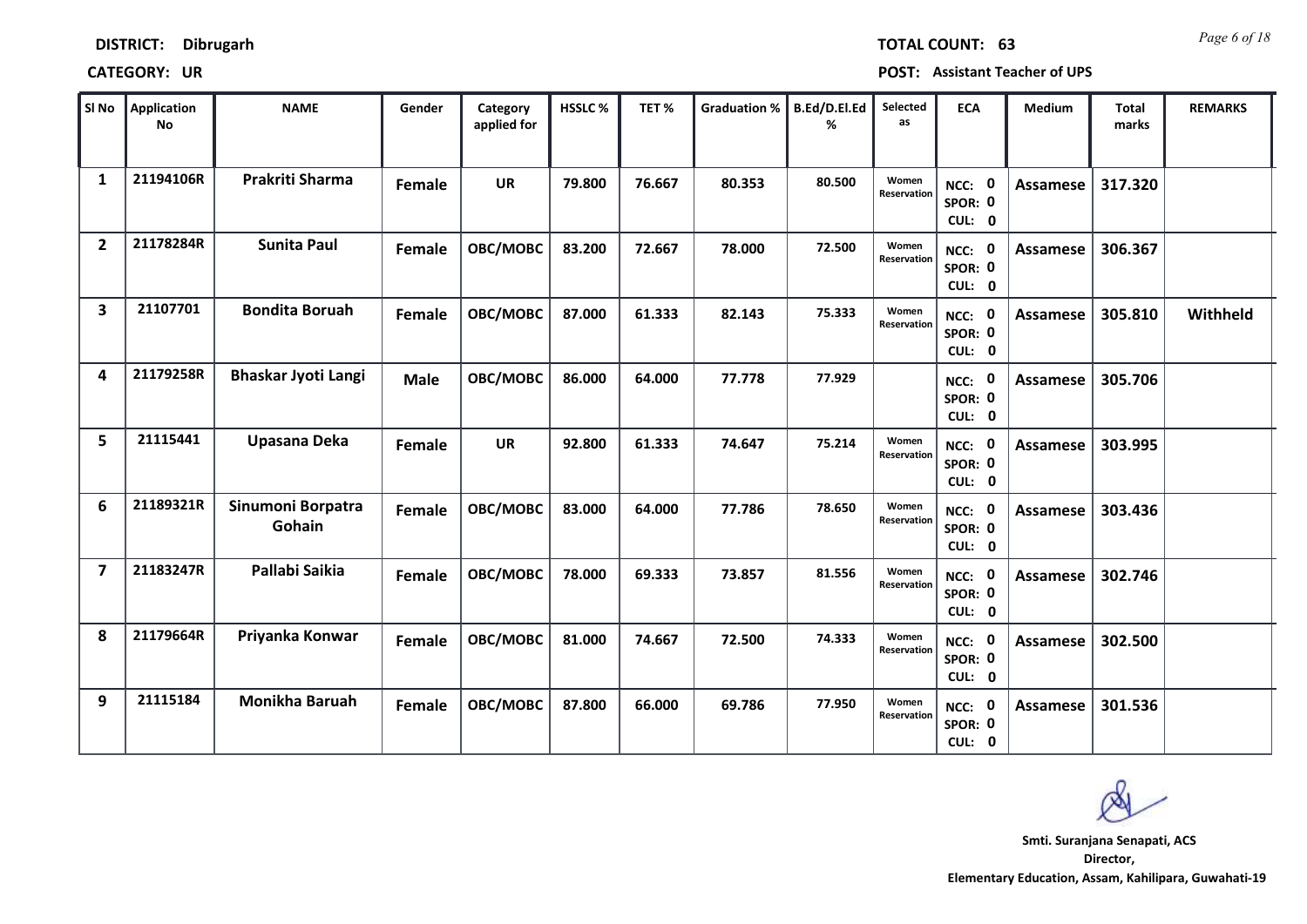**DISTRICT: Dibrugarh** | **TOTAL COUNT: 63**

**CATEGORY: UR** | **POST: Assistant Teacher of UPS**

| Sl No | Application No | NAME | Gender | Category applied for | HSSLC % | TET % | Graduation % | B.Ed/D.El.Ed % | Selected as | ECA | Medium | Total marks | REMARKS |
|---|---|---|---|---|---|---|---|---|---|---|---|---|---|
| 1 | 21194106R | Prakriti Sharma | Female | UR | 79.800 | 76.667 | 80.353 | 80.500 | Women Reservation | NCC: 0 SPOR: 0 CUL: 0 | Assamese | 317.320 | |
| 2 | 21178284R | Sunita Paul | Female | OBC/MOBC | 83.200 | 72.667 | 78.000 | 72.500 | Women Reservation | NCC: 0 SPOR: 0 CUL: 0 | Assamese | 306.367 | |
| 3 | 21107701 | Bondita Boruah | Female | OBC/MOBC | 87.000 | 61.333 | 82.143 | 75.333 | Women Reservation | NCC: 0 SPOR: 0 CUL: 0 | Assamese | 305.810 | Withheld |
| 4 | 21179258R | Bhaskar Jyoti Langi | Male | OBC/MOBC | 86.000 | 64.000 | 77.778 | 77.929 | | NCC: 0 SPOR: 0 CUL: 0 | Assamese | 305.706 | |
| 5 | 21115441 | Upasana Deka | Female | UR | 92.800 | 61.333 | 74.647 | 75.214 | Women Reservation | NCC: 0 SPOR: 0 CUL: 0 | Assamese | 303.995 | |
| 6 | 21189321R | Sinumoni Borpatra Gohain | Female | OBC/MOBC | 83.000 | 64.000 | 77.786 | 78.650 | Women Reservation | NCC: 0 SPOR: 0 CUL: 0 | Assamese | 303.436 | |
| 7 | 21183247R | Pallabi Saikia | Female | OBC/MOBC | 78.000 | 69.333 | 73.857 | 81.556 | Women Reservation | NCC: 0 SPOR: 0 CUL: 0 | Assamese | 302.746 | |
| 8 | 21179664R | Priyanka Konwar | Female | OBC/MOBC | 81.000 | 74.667 | 72.500 | 74.333 | Women Reservation | NCC: 0 SPOR: 0 CUL: 0 | Assamese | 302.500 | |
| 9 | 21115184 | Monikha Baruah | Female | OBC/MOBC | 87.800 | 66.000 | 69.786 | 77.950 | Women Reservation | NCC: 0 SPOR: 0 CUL: 0 | Assamese | 301.536 | |

**Smti. Suranjana Senapati, ACS**
**Director,**
**Elementary Education, Assam, Kahilipara, Guwahati-19**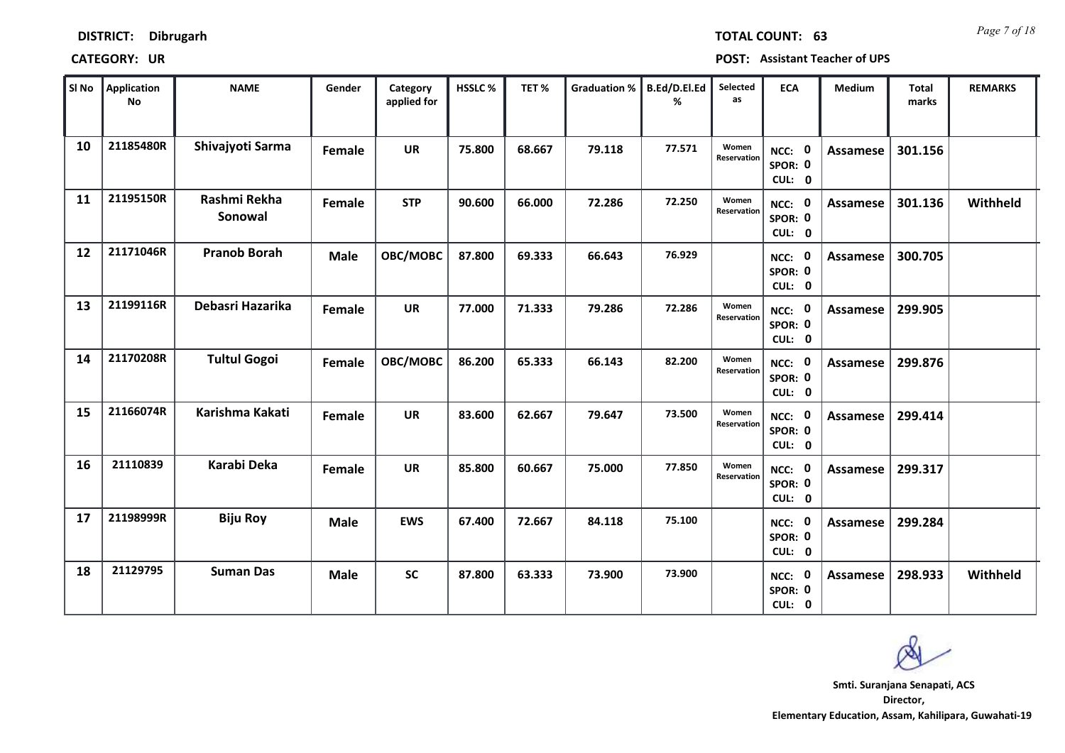**DISTRICT: Dibrugarh** **TOTAL COUNT: 63**

**CATEGORY: UR** **POST: Assistant Teacher of UPS**

| Sl No | Application No | NAME | Gender | Category applied for | HSSLC % | TET % | Graduation % | B.Ed/D.El.Ed % | Selected as | ECA | Medium | Total marks | REMARKS |
|---|---|---|---|---|---|---|---|---|---|---|---|---|---|
| 10 | 21185480R | Shivajyoti Sarma | Female | UR | 75.800 | 68.667 | 79.118 | 77.571 | Women Reservation | NCC: 0 SPOR: 0 CUL: 0 | Assamese | 301.156 | |
| 11 | 21195150R | Rashmi Rekha Sonowal | Female | STP | 90.600 | 66.000 | 72.286 | 72.250 | Women Reservation | NCC: 0 SPOR: 0 CUL: 0 | Assamese | 301.136 | Withheld |
| 12 | 21171046R | Pranob Borah | Male | OBC/MOBC | 87.800 | 69.333 | 66.643 | 76.929 | | NCC: 0 SPOR: 0 CUL: 0 | Assamese | 300.705 | |
| 13 | 21199116R | Debasri Hazarika | Female | UR | 77.000 | 71.333 | 79.286 | 72.286 | Women Reservation | NCC: 0 SPOR: 0 CUL: 0 | Assamese | 299.905 | |
| 14 | 21170208R | Tultul Gogoi | Female | OBC/MOBC | 86.200 | 65.333 | 66.143 | 82.200 | Women Reservation | NCC: 0 SPOR: 0 CUL: 0 | Assamese | 299.876 | |
| 15 | 21166074R | Karishma Kakati | Female | UR | 83.600 | 62.667 | 79.647 | 73.500 | Women Reservation | NCC: 0 SPOR: 0 CUL: 0 | Assamese | 299.414 | |
| 16 | 21110839 | Karabi Deka | Female | UR | 85.800 | 60.667 | 75.000 | 77.850 | Women Reservation | NCC: 0 SPOR: 0 CUL: 0 | Assamese | 299.317 | |
| 17 | 21198999R | Biju Roy | Male | EWS | 67.400 | 72.667 | 84.118 | 75.100 | | NCC: 0 SPOR: 0 CUL: 0 | Assamese | 299.284 | |
| 18 | 21129795 | Suman Das | Male | SC | 87.800 | 63.333 | 73.900 | 73.900 | | NCC: 0 SPOR: 0 CUL: 0 | Assamese | 298.933 | Withheld |

**Smt. Suranjana Senapati, ACS**
**Director,**
**Elementary Education, Assam, Kahilipara, Guwahati-19**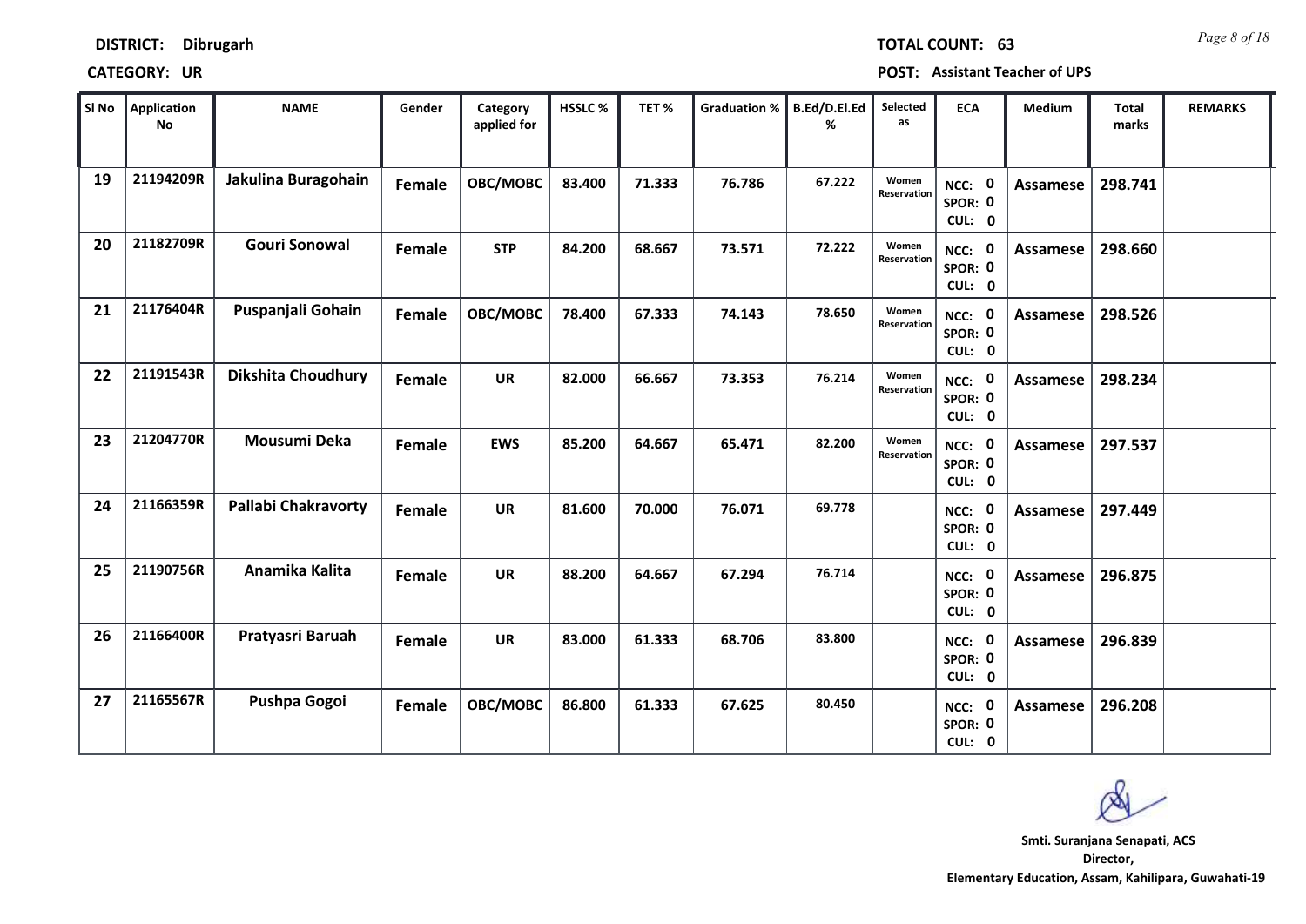**DISTRICT:** Dibrugarh **TOTAL COUNT:** 63

**CATEGORY:** UR **POST:** Assistant Teacher of UPS

| Sl No | Application No | NAME | Gender | Category applied for | HSSLC % | TET % | Graduation % | B.Ed/D.El.Ed % | Selected as | ECA | Medium | Total marks | REMARKS |
|---|---|---|---|---|---|---|---|---|---|---|---|---|---|
| 19 | 21194209R | Jakulina Buragohain | Female | OBC/MOBC | 83.400 | 71.333 | 76.786 | 67.222 | Women Reservation | NCC: 0 SPOR: 0 CUL: 0 | Assamese | 298.741 | |
| 20 | 21182709R | Gouri Sonowal | Female | STP | 84.200 | 68.667 | 73.571 | 72.222 | Women Reservation | NCC: 0 SPOR: 0 CUL: 0 | Assamese | 298.660 | |
| 21 | 21176404R | Puspanjali Gohain | Female | OBC/MOBC | 78.400 | 67.333 | 74.143 | 78.650 | Women Reservation | NCC: 0 SPOR: 0 CUL: 0 | Assamese | 298.526 | |
| 22 | 21191543R | Dikshita Choudhury | Female | UR | 82.000 | 66.667 | 73.353 | 76.214 | Women Reservation | NCC: 0 SPOR: 0 CUL: 0 | Assamese | 298.234 | |
| 23 | 21204770R | Mousumi Deka | Female | EWS | 85.200 | 64.667 | 65.471 | 82.200 | Women Reservation | NCC: 0 SPOR: 0 CUL: 0 | Assamese | 297.537 | |
| 24 | 21166359R | Pallabi Chakravorty | Female | UR | 81.600 | 70.000 | 76.071 | 69.778 | | NCC: 0 SPOR: 0 CUL: 0 | Assamese | 297.449 | |
| 25 | 21190756R | Anamika Kalita | Female | UR | 88.200 | 64.667 | 67.294 | 76.714 | | NCC: 0 SPOR: 0 CUL: 0 | Assamese | 296.875 | |
| 26 | 21166400R | Pratyasri Baruah | Female | UR | 83.000 | 61.333 | 68.706 | 83.800 | | NCC: 0 SPOR: 0 CUL: 0 | Assamese | 296.839 | |
| 27 | 21165567R | Pushpa Gogoi | Female | OBC/MOBC | 86.800 | 61.333 | 67.625 | 80.450 | | NCC: 0 SPOR: 0 CUL: 0 | Assamese | 296.208 | |

**Smti. Suranjana Senapati, ACS**
**Director,**
**Elementary Education, Assam, Kahilipara, Guwahati-19**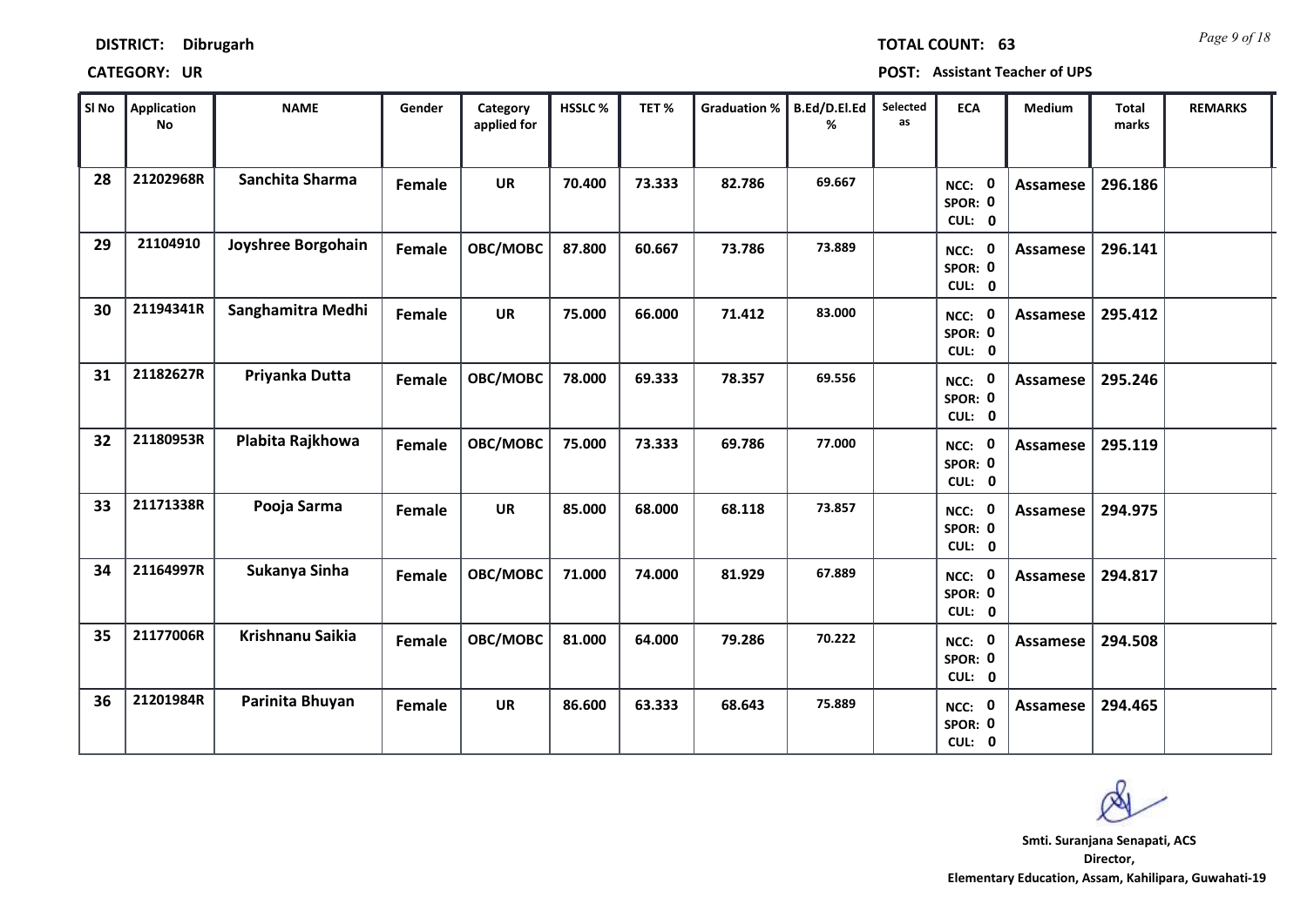**DISTRICT: Dibrugarh** **TOTAL COUNT: 63**

**CATEGORY: UR** **POST: Assistant Teacher of UPS**

| Sl No | Application No | NAME | Gender | Category applied for | HSSLC % | TET % | Graduation % | B.Ed/D.El.Ed % | Selected as | ECA | Medium | Total marks | REMARKS |
|---|---|---|---|---|---|---|---|---|---|---|---|---|---|
| 28 | 21202968R | Sanchita Sharma | Female | UR | 70.400 | 73.333 | 82.786 | 69.667 | | NCC: 0 SPOR: 0 CUL: 0 | Assamese | 296.186 | |
| 29 | 21104910 | Joyshree Borgohain | Female | OBC/MOBC | 87.800 | 60.667 | 73.786 | 73.889 | | NCC: 0 SPOR: 0 CUL: 0 | Assamese | 296.141 | |
| 30 | 21194341R | Sanghamitra Medhi | Female | UR | 75.000 | 66.000 | 71.412 | 83.000 | | NCC: 0 SPOR: 0 CUL: 0 | Assamese | 295.412 | |
| 31 | 21182627R | Priyanka Dutta | Female | OBC/MOBC | 78.000 | 69.333 | 78.357 | 69.556 | | NCC: 0 SPOR: 0 CUL: 0 | Assamese | 295.246 | |
| 32 | 21180953R | Plabita Rajkhowa | Female | OBC/MOBC | 75.000 | 73.333 | 69.786 | 77.000 | | NCC: 0 SPOR: 0 CUL: 0 | Assamese | 295.119 | |
| 33 | 21171338R | Pooja Sarma | Female | UR | 85.000 | 68.000 | 68.118 | 73.857 | | NCC: 0 SPOR: 0 CUL: 0 | Assamese | 294.975 | |
| 34 | 21164997R | Sukanya Sinha | Female | OBC/MOBC | 71.000 | 74.000 | 81.929 | 67.889 | | NCC: 0 SPOR: 0 CUL: 0 | Assamese | 294.817 | |
| 35 | 21177006R | Krishnanu Saikia | Female | OBC/MOBC | 81.000 | 64.000 | 79.286 | 70.222 | | NCC: 0 SPOR: 0 CUL: 0 | Assamese | 294.508 | |
| 36 | 21201984R | Parinita Bhuyan | Female | UR | 86.600 | 63.333 | 68.643 | 75.889 | | NCC: 0 SPOR: 0 CUL: 0 | Assamese | 294.465 | |

**Smt. Suranjana Senapati, ACS**
**Director,**
**Elementary Education, Assam, Kahilipara, Guwahati-19**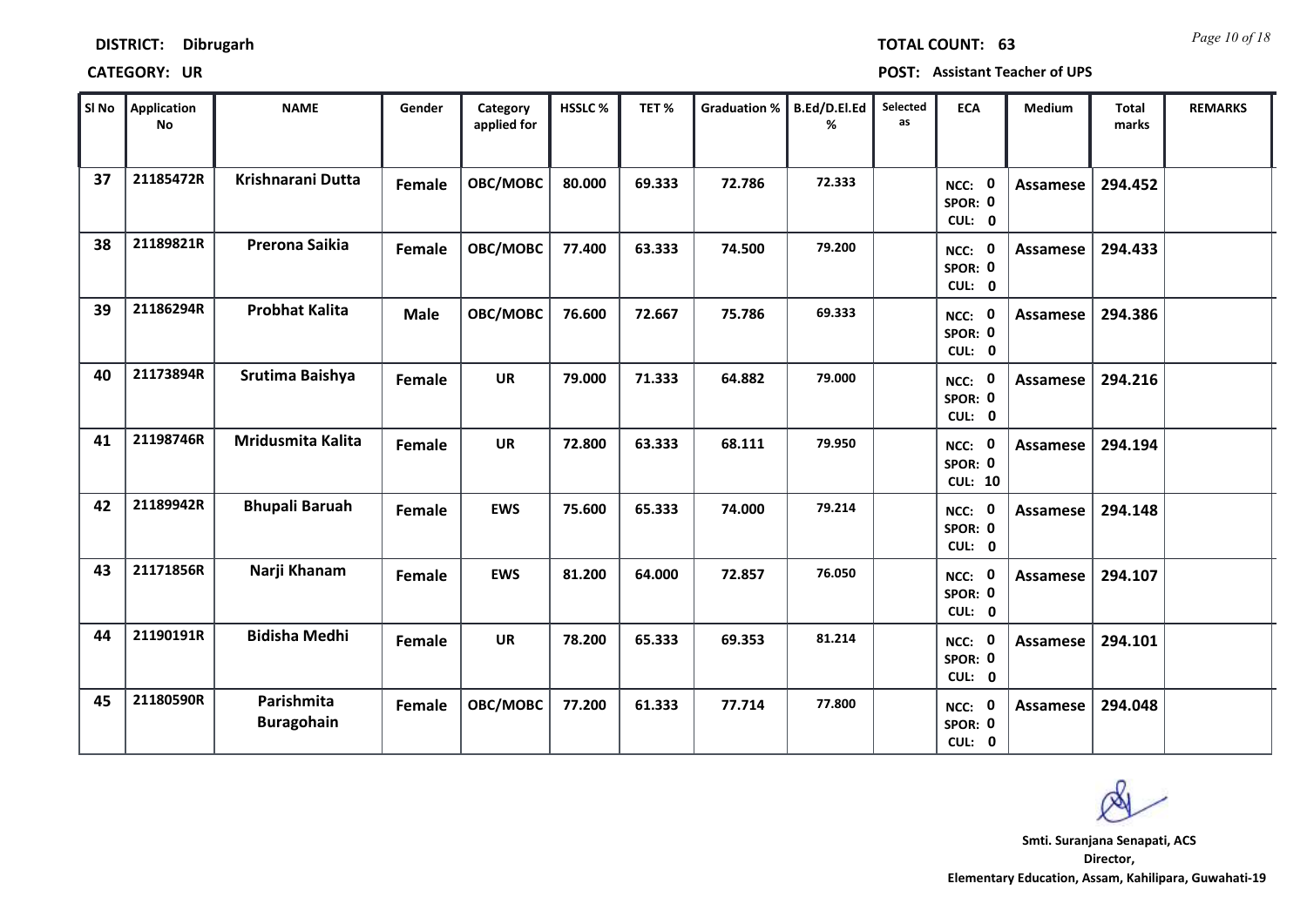**DISTRICT:** Dibrugarh

**TOTAL COUNT:** 63

**CATEGORY:** UR

**POST:** Assistant Teacher of UPS

| Sl No | Application No | NAME | Gender | Category applied for | HSSLC % | TET % | Graduation % | B.Ed/D.El.Ed % | Selected as | ECA | Medium | Total marks | REMARKS |
|---|---|---|---|---|---|---|---|---|---|---|---|---|---|
| 37 | 21185472R | Krishnarani Dutta | Female | OBC/MOBC | 80.000 | 69.333 | 72.786 | 72.333 | | NCC: 0 SPOR: 0 CUL: 0 | Assamese | 294.452 | |
| 38 | 21189821R | Prerona Saikia | Female | OBC/MOBC | 77.400 | 63.333 | 74.500 | 79.200 | | NCC: 0 SPOR: 0 CUL: 0 | Assamese | 294.433 | |
| 39 | 21186294R | Probhat Kalita | Male | OBC/MOBC | 76.600 | 72.667 | 75.786 | 69.333 | | NCC: 0 SPOR: 0 CUL: 0 | Assamese | 294.386 | |
| 40 | 21173894R | Srutima Baishya | Female | UR | 79.000 | 71.333 | 64.882 | 79.000 | | NCC: 0 SPOR: 0 CUL: 0 | Assamese | 294.216 | |
| 41 | 21198746R | Mridusmita Kalita | Female | UR | 72.800 | 63.333 | 68.111 | 79.950 | | NCC: 0 SPOR: 0 CUL: 10 | Assamese | 294.194 | |
| 42 | 21189942R | Bhupali Baruah | Female | EWS | 75.600 | 65.333 | 74.000 | 79.214 | | NCC: 0 SPOR: 0 CUL: 0 | Assamese | 294.148 | |
| 43 | 21171856R | Narji Khanam | Female | EWS | 81.200 | 64.000 | 72.857 | 76.050 | | NCC: 0 SPOR: 0 CUL: 0 | Assamese | 294.107 | |
| 44 | 21190191R | Bidisha Medhi | Female | UR | 78.200 | 65.333 | 69.353 | 81.214 | | NCC: 0 SPOR: 0 CUL: 0 | Assamese | 294.101 | |
| 45 | 21180590R | Parishmita Buragohain | Female | OBC/MOBC | 77.200 | 61.333 | 77.714 | 77.800 | | NCC: 0 SPOR: 0 CUL: 0 | Assamese | 294.048 | |

**Smt. Suranjana Senapati, ACS**
**Director,**
**Elementary Education, Assam, Kahilipara, Guwahati-19**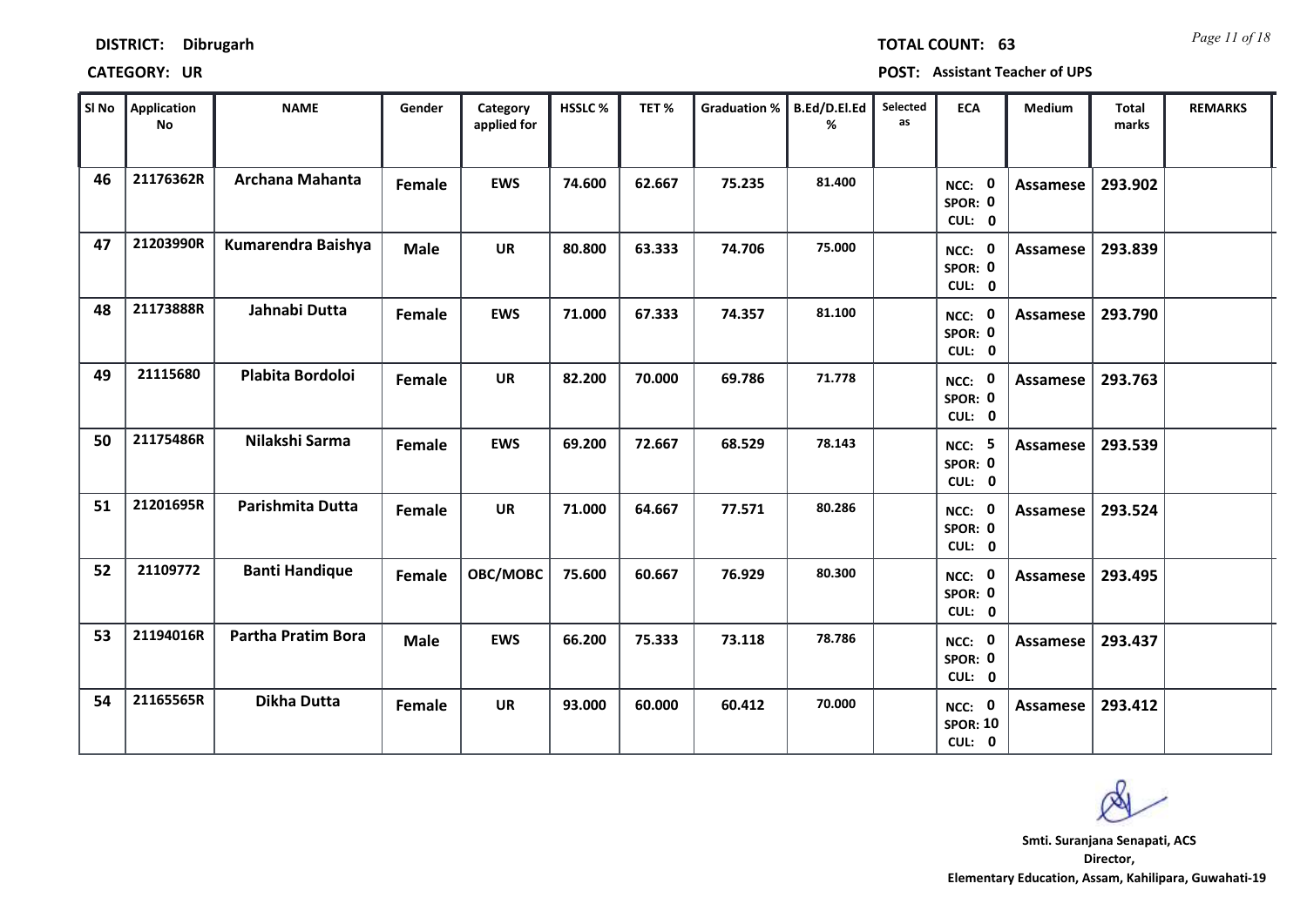**DISTRICT:** Dibrugarh **TOTAL COUNT:** 63

**CATEGORY:** UR **POST:** Assistant Teacher of UPS

| Sl No | Application No | NAME | Gender | Category applied for | HSSLC % | TET % | Graduation % | B.Ed/D.El.Ed % | Selected as | ECA | Medium | Total marks | REMARKS |
|---|---|---|---|---|---|---|---|---|---|---|---|---|---|
| 46 | 21176362R | Archana Mahanta | Female | EWS | 74.600 | 62.667 | 75.235 | 81.400 | | NCC: 0 SPOR: 0 CUL: 0 | Assamese | 293.902 | |
| 47 | 21203990R | Kumarendra Baishya | Male | UR | 80.800 | 63.333 | 74.706 | 75.000 | | NCC: 0 SPOR: 0 CUL: 0 | Assamese | 293.839 | |
| 48 | 21173888R | Jahnabi Dutta | Female | EWS | 71.000 | 67.333 | 74.357 | 81.100 | | NCC: 0 SPOR: 0 CUL: 0 | Assamese | 293.790 | |
| 49 | 21115680 | Plabita Bordoloi | Female | UR | 82.200 | 70.000 | 69.786 | 71.778 | | NCC: 0 SPOR: 0 CUL: 0 | Assamese | 293.763 | |
| 50 | 21175486R | Nilakshi Sarma | Female | EWS | 69.200 | 72.667 | 68.529 | 78.143 | | NCC: 5 SPOR: 0 CUL: 0 | Assamese | 293.539 | |
| 51 | 21201695R | Parishmita Dutta | Female | UR | 71.000 | 64.667 | 77.571 | 80.286 | | NCC: 0 SPOR: 0 CUL: 0 | Assamese | 293.524 | |
| 52 | 21109772 | Banti Handique | Female | OBC/MOBC | 75.600 | 60.667 | 76.929 | 80.300 | | NCC: 0 SPOR: 0 CUL: 0 | Assamese | 293.495 | |
| 53 | 21194016R | Partha Pratim Bora | Male | EWS | 66.200 | 75.333 | 73.118 | 78.786 | | NCC: 0 SPOR: 0 CUL: 0 | Assamese | 293.437 | |
| 54 | 21165565R | Dikha Dutta | Female | UR | 93.000 | 60.000 | 60.412 | 70.000 | | NCC: 0 SPOR: 10 CUL: 0 | Assamese | 293.412 | |

Smti. Suranjana Senapati, ACS
Director,
Elementary Education, Assam, Kahilipara, Guwahati-19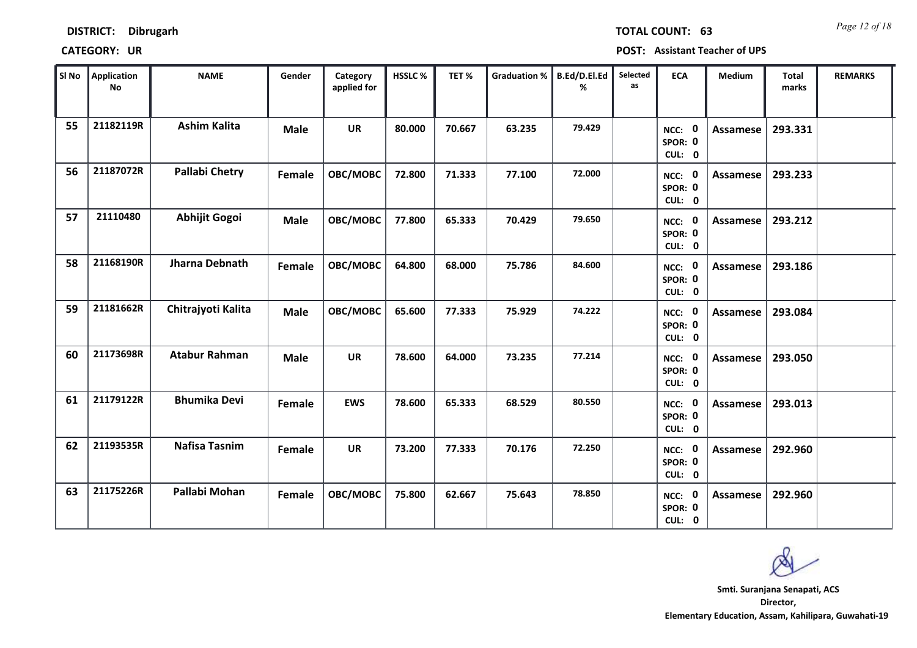**DISTRICT: Dibrugarh** **TOTAL COUNT: 63**

**CATEGORY: UR** **POST: Assistant Teacher of UPS**

| Sl No | Application No | NAME | Gender | Category applied for | HSSLC % | TET % | Graduation % | B.Ed/D.El.Ed % | Selected as | ECA | Medium | Total marks | REMARKS |
|---|---|---|---|---|---|---|---|---|---|---|---|---|---|
| 55 | 21182119R | Ashim Kalita | Male | UR | 80.000 | 70.667 | 63.235 | 79.429 | | NCC: 0 SPOR: 0 CUL: 0 | Assamese | 293.331 | |
| 56 | 21187072R | Pallabi Chetry | Female | OBC/MOBC | 72.800 | 71.333 | 77.100 | 72.000 | | NCC: 0 SPOR: 0 CUL: 0 | Assamese | 293.233 | |
| 57 | 21110480 | Abhijit Gogoi | Male | OBC/MOBC | 77.800 | 65.333 | 70.429 | 79.650 | | NCC: 0 SPOR: 0 CUL: 0 | Assamese | 293.212 | |
| 58 | 21168190R | Jharna Debnath | Female | OBC/MOBC | 64.800 | 68.000 | 75.786 | 84.600 | | NCC: 0 SPOR: 0 CUL: 0 | Assamese | 293.186 | |
| 59 | 21181662R | Chitrajyoti Kalita | Male | OBC/MOBC | 65.600 | 77.333 | 75.929 | 74.222 | | NCC: 0 SPOR: 0 CUL: 0 | Assamese | 293.084 | |
| 60 | 21173698R | Atabur Rahman | Male | UR | 78.600 | 64.000 | 73.235 | 77.214 | | NCC: 0 SPOR: 0 CUL: 0 | Assamese | 293.050 | |
| 61 | 21179122R | Bhumika Devi | Female | EWS | 78.600 | 65.333 | 68.529 | 80.550 | | NCC: 0 SPOR: 0 CUL: 0 | Assamese | 293.013 | |
| 62 | 21193535R | Nafisa Tasnim | Female | UR | 73.200 | 77.333 | 70.176 | 72.250 | | NCC: 0 SPOR: 0 CUL: 0 | Assamese | 292.960 | |
| 63 | 21175226R | Pallabi Mohan | Female | OBC/MOBC | 75.800 | 62.667 | 75.643 | 78.850 | | NCC: 0 SPOR: 0 CUL: 0 | Assamese | 292.960 | |

**Smt. Suranjana Senapati, ACS**
**Director,**
**Elementary Education, Assam, Kahilipara, Guwahati-19**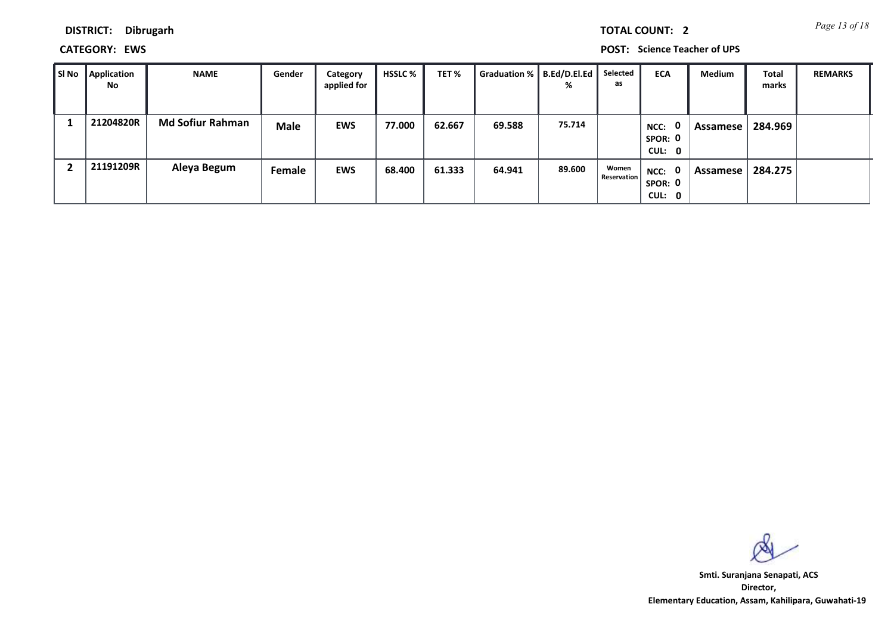**DISTRICT:** Dibrugarh

**TOTAL COUNT:** 2

**CATEGORY:** EWS

**POST:** Science Teacher of UPS

| Sl No | Application No | NAME | Gender | Category applied for | HSSLC % | TET % | Graduation % | B.Ed/D.El.Ed % | Selected as | ECA | Medium | Total marks | REMARKS |
|---|---|---|---|---|---|---|---|---|---|---|---|---|---|
| 1 | 21204820R | Md Sofiur Rahman | Male | EWS | 77.000 | 62.667 | 69.588 | 75.714 | | NCC: 0 SPOR: 0 CUL: 0 | Assamese | 284.969 | |
| 2 | 21191209R | Aleya Begum | Female | EWS | 68.400 | 61.333 | 64.941 | 89.600 | Women Reservation | NCC: 0 SPOR: 0 CUL: 0 | Assamese | 284.275 | |

**Smti. Suranjana Senapati, ACS**
**Director,**
**Elementary Education, Assam, Kahilipara, Guwahati-19**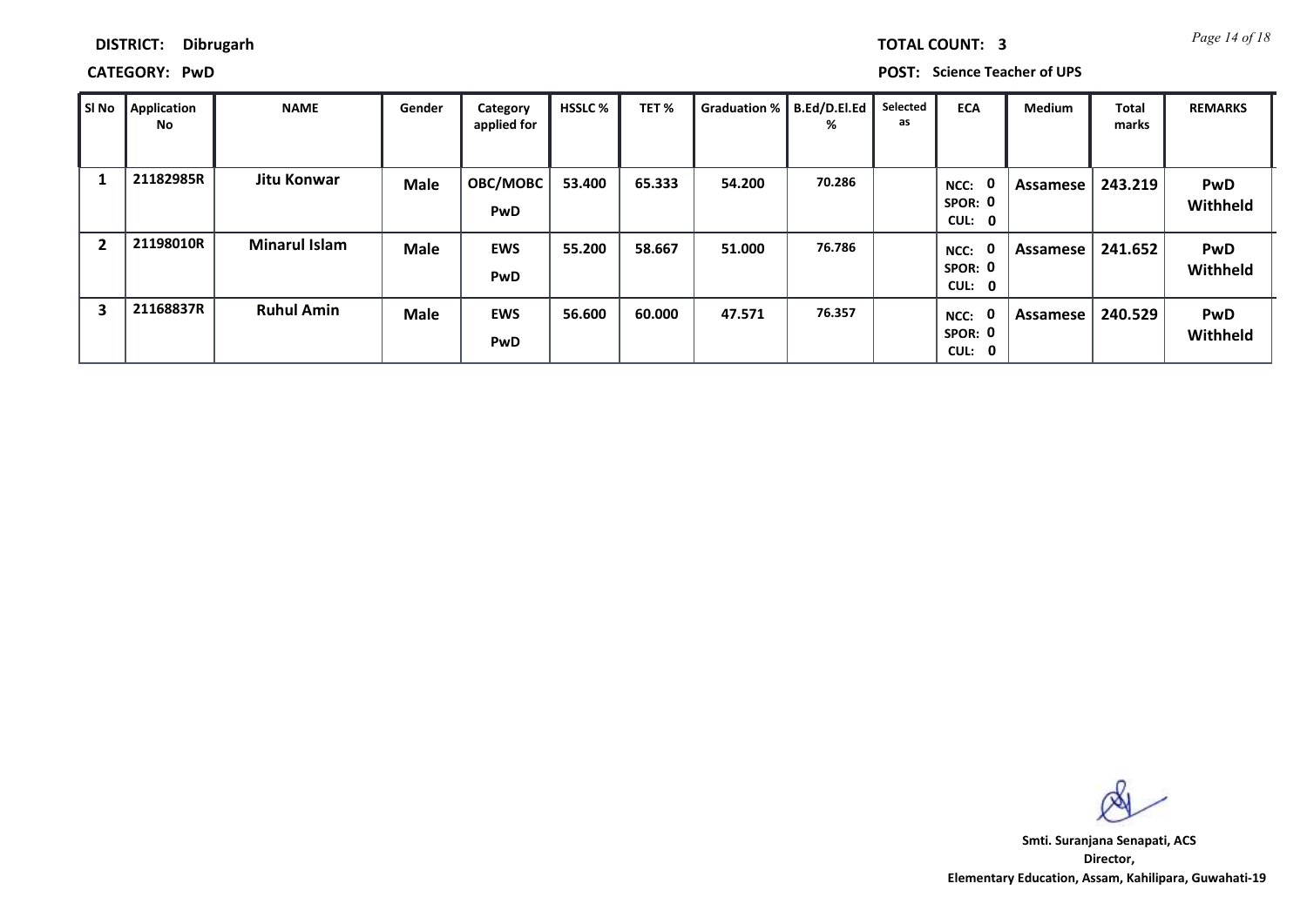**DISTRICT:** Dibrugarh

**CATEGORY:** PwD

**TOTAL COUNT:** 3

**POST:** Science Teacher of UPS

| Sl No | Application No | NAME | Gender | Category applied for | HSSLC % | TET % | Graduation % | B.Ed/D.El.Ed % | Selected as | ECA | Medium | Total marks | REMARKS |
|---|---|---|---|---|---|---|---|---|---|---|---|---|---|
| 1 | 21182985R | Jitu Konwar | Male | OBC/MOBC PwD | 53.400 | 65.333 | 54.200 | 70.286 | | NCC: 0 SPOR: 0 CUL: 0 | Assamese | 243.219 | PwD Withheld |
| 2 | 21198010R | Minarul Islam | Male | EWS PwD | 55.200 | 58.667 | 51.000 | 76.786 | | NCC: 0 SPOR: 0 CUL: 0 | Assamese | 241.652 | PwD Withheld |
| 3 | 21168837R | Ruhul Amin | Male | EWS PwD | 56.600 | 60.000 | 47.571 | 76.357 | | NCC: 0 SPOR: 0 CUL: 0 | Assamese | 240.529 | PwD Withheld |

**Smti. Suranjana Senapati, ACS**
**Director,**
**Elementary Education, Assam, Kahilipara, Guwahati-19**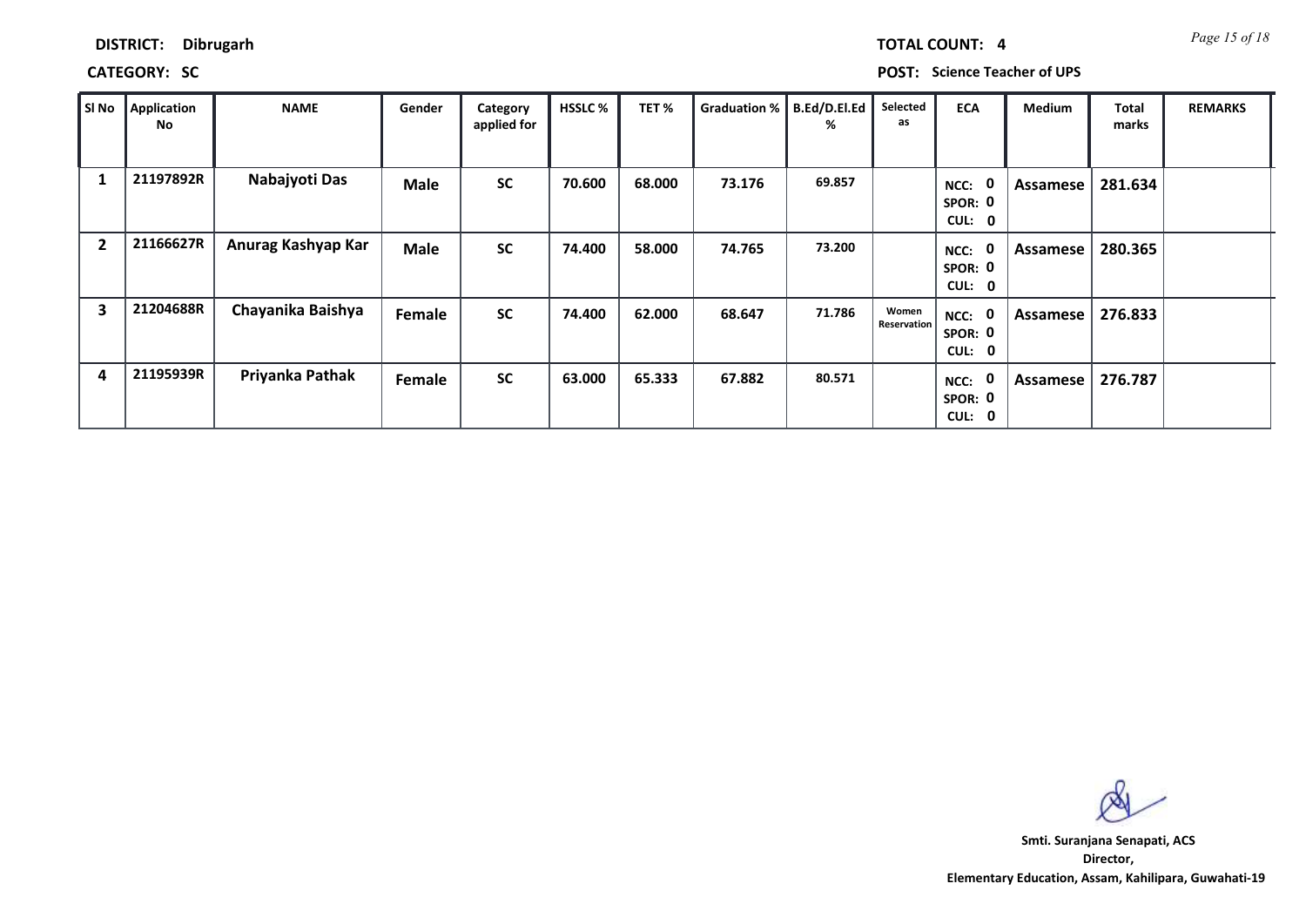**DISTRICT:** Dibrugarh

**TOTAL COUNT:** 4

**CATEGORY:** SC

**POST:** Science Teacher of UPS

| Sl No | Application No | NAME | Gender | Category applied for | HSSLC % | TET % | Graduation % | B.Ed/D.El.Ed % | Selected as | ECA | Medium | Total marks | REMARKS |
|---|---|---|---|---|---|---|---|---|---|---|---|---|---|
| 1 | 21197892R | Nabajyoti Das | Male | SC | 70.600 | 68.000 | 73.176 | 69.857 | | NCC: 0 SPOR: 0 CUL: 0 | Assamese | 281.634 | |
| 2 | 21166627R | Anurag Kashyap Kar | Male | SC | 74.400 | 58.000 | 74.765 | 73.200 | | NCC: 0 SPOR: 0 CUL: 0 | Assamese | 280.365 | |
| 3 | 21204688R | Chayanika Baishya | Female | SC | 74.400 | 62.000 | 68.647 | 71.786 | Women Reservation | NCC: 0 SPOR: 0 CUL: 0 | Assamese | 276.833 | |
| 4 | 21195939R | Priyanka Pathak | Female | SC | 63.000 | 65.333 | 67.882 | 80.571 | | NCC: 0 SPOR: 0 CUL: 0 | Assamese | 276.787 | |

**Smti. Suranjana Senapati, ACS**
**Director,**
**Elementary Education, Assam, Kahilipara, Guwahati-19**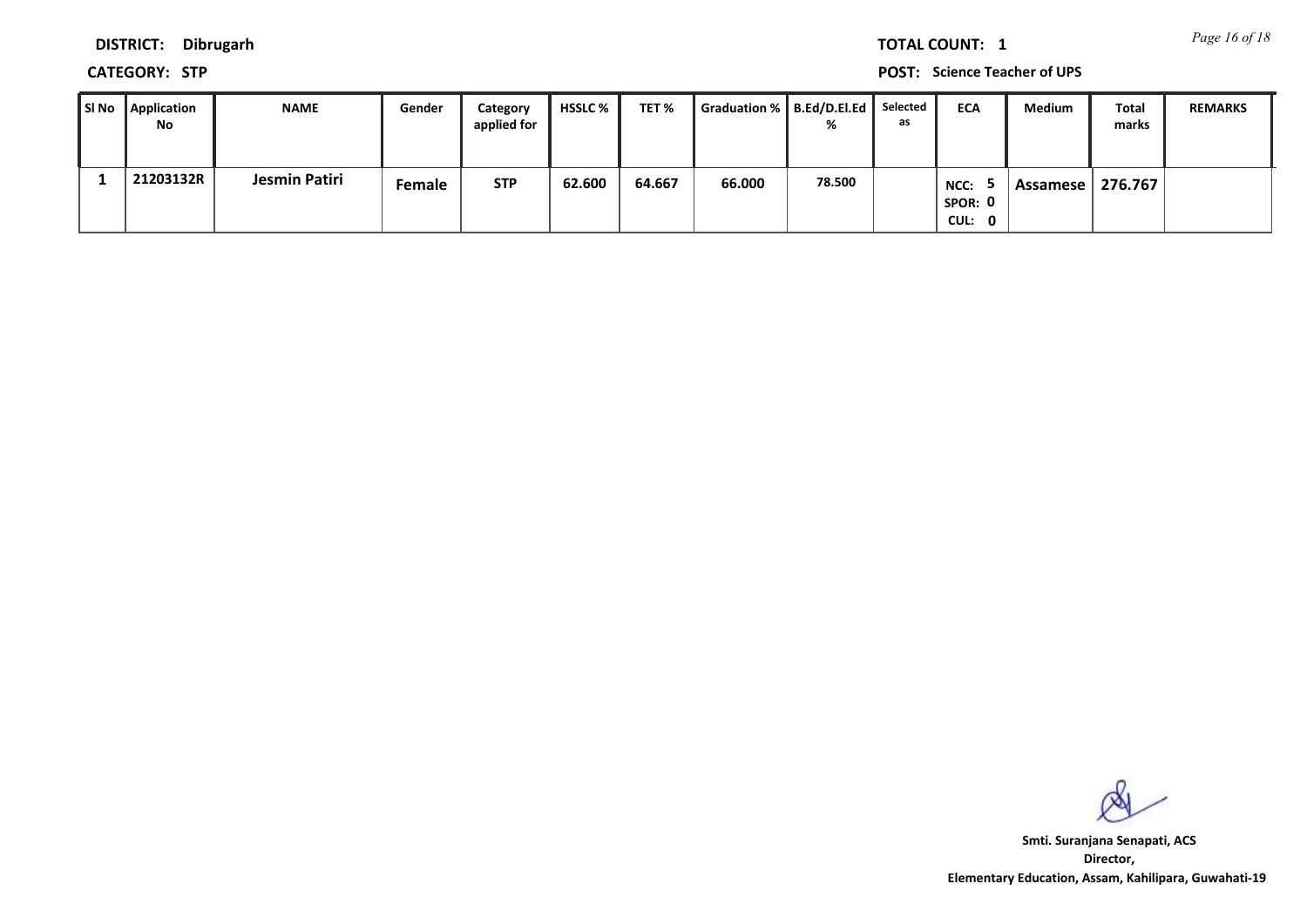**DISTRICT:** Dibrugarh

**TOTAL COUNT:** 1

**CATEGORY:** STP

**POST:** Science Teacher of UPS

| Sl No | Application No | NAME | Gender | Category applied for | HSSLC % | TET % | Graduation % | B.Ed/D.El.Ed % | Selected as | ECA | Medium | Total marks | REMARKS |
|---|---|---|---|---|---|---|---|---|---|---|---|---|---|
| 1 | 21203132R | Jesmin Patiri | Female | STP | 62.600 | 64.667 | 66.000 | 78.500 | | NCC: 5 SPOR: 0 CUL: 0 | Assamese | 276.767 | |

**Smti. Suranjana Senapati, ACS**
**Director,**
**Elementary Education, Assam, Kahilipara, Guwahati-19**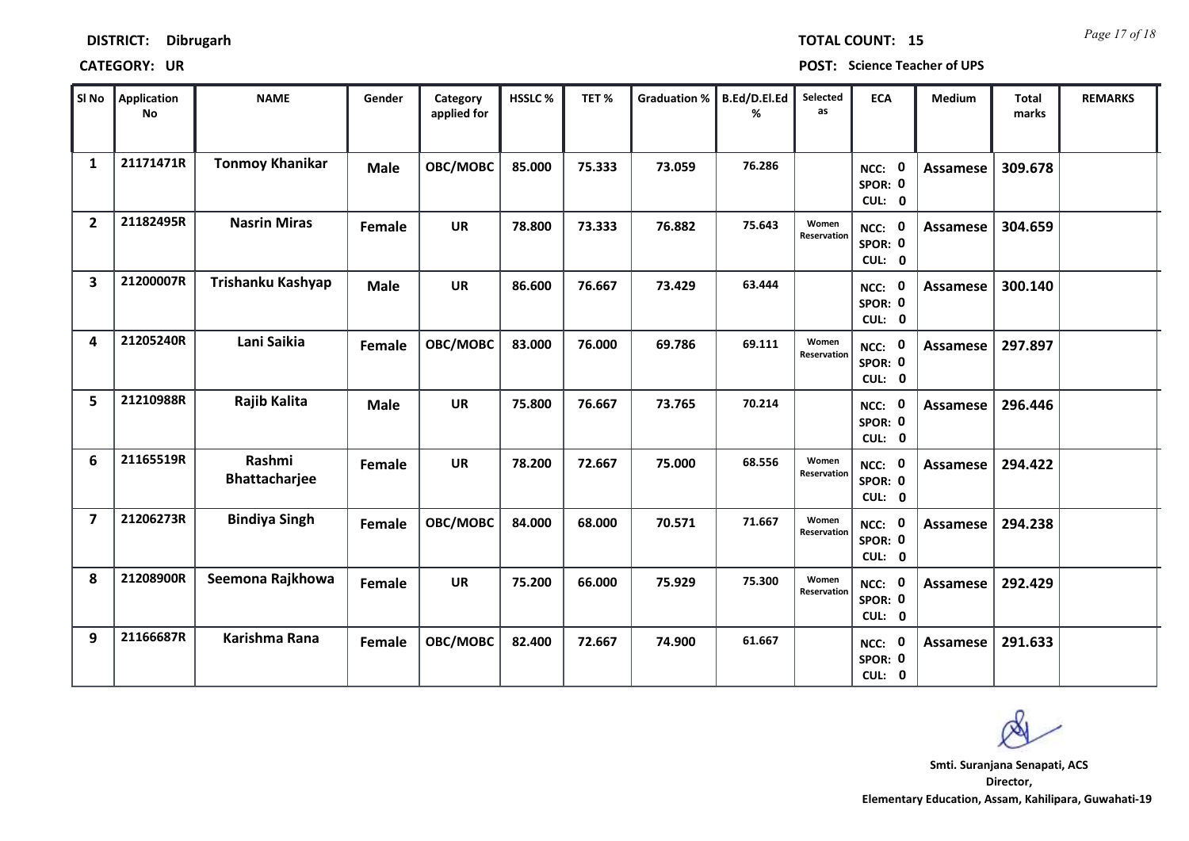**DISTRICT:** Dibrugarh

**TOTAL COUNT:** 15

**CATEGORY:** UR

**POST:** Science Teacher of UPS

| Sl No | Application No | NAME | Gender | Category applied for | HSSLC % | TET % | Graduation % | B.Ed/D.El.Ed % | Selected as | ECA | Medium | Total marks | REMARKS |
|---|---|---|---|---|---|---|---|---|---|---|---|---|---|
| 1 | 21171471R | Tonmoy Khanikar | Male | OBC/MOBC | 85.000 | 75.333 | 73.059 | 76.286 | | NCC: 0 SPOR: 0 CUL: 0 | Assamese | 309.678 | |
| 2 | 21182495R | Nasrin Miras | Female | UR | 78.800 | 73.333 | 76.882 | 75.643 | Women Reservation | NCC: 0 SPOR: 0 CUL: 0 | Assamese | 304.659 | |
| 3 | 21200007R | Trishanku Kashyap | Male | UR | 86.600 | 76.667 | 73.429 | 63.444 | | NCC: 0 SPOR: 0 CUL: 0 | Assamese | 300.140 | |
| 4 | 21205240R | Lani Saikia | Female | OBC/MOBC | 83.000 | 76.000 | 69.786 | 69.111 | Women Reservation | NCC: 0 SPOR: 0 CUL: 0 | Assamese | 297.897 | |
| 5 | 21210988R | Rajib Kalita | Male | UR | 75.800 | 76.667 | 73.765 | 70.214 | | NCC: 0 SPOR: 0 CUL: 0 | Assamese | 296.446 | |
| 6 | 21165519R | Rashmi Bhattacharjee | Female | UR | 78.200 | 72.667 | 75.000 | 68.556 | Women Reservation | NCC: 0 SPOR: 0 CUL: 0 | Assamese | 294.422 | |
| 7 | 21206273R | Bindiya Singh | Female | OBC/MOBC | 84.000 | 68.000 | 70.571 | 71.667 | Women Reservation | NCC: 0 SPOR: 0 CUL: 0 | Assamese | 294.238 | |
| 8 | 21208900R | Seemona Rajkhowa | Female | UR | 75.200 | 66.000 | 75.929 | 75.300 | Women Reservation | NCC: 0 SPOR: 0 CUL: 0 | Assamese | 292.429 | |
| 9 | 21166687R | Karishma Rana | Female | OBC/MOBC | 82.400 | 72.667 | 74.900 | 61.667 | | NCC: 0 SPOR: 0 CUL: 0 | Assamese | 291.633 | |

**Smti. Suranjana Senapati, ACS**
**Director,**
**Elementary Education, Assam, Kahilipara, Guwahati-19**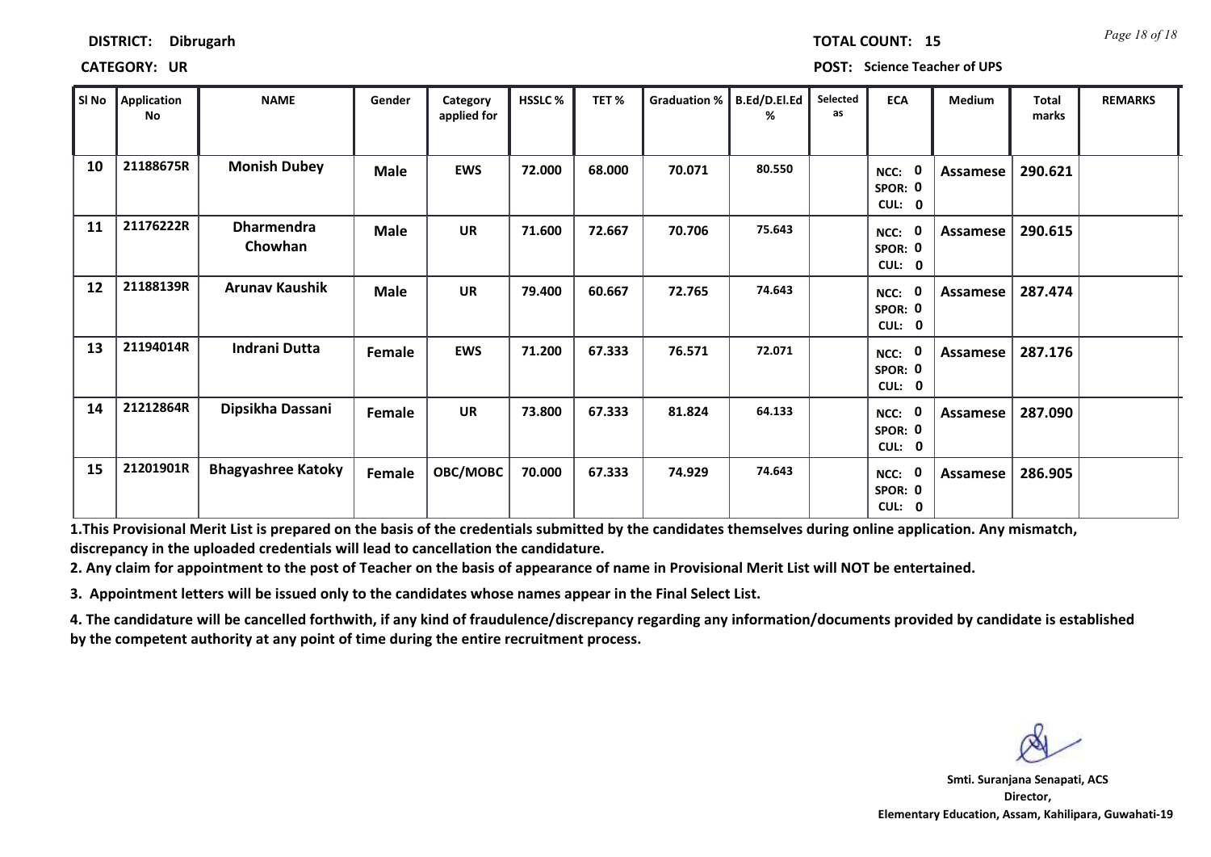**DISTRICT: Dibrugarh**

**TOTAL COUNT: 15**

**CATEGORY: UR**

**POST: Science Teacher of UPS**

| Sl No | Application No | NAME | Gender | Category applied for | HSSLC % | TET % | Graduation % | B.Ed/D.El.Ed % | Selected as | ECA | Medium | Total marks | REMARKS |
|---|---|---|---|---|---|---|---|---|---|---|---|---|---|
| 10 | 21188675R | Monish Dubey | Male | EWS | 72.000 | 68.000 | 70.071 | 80.550 | | NCC: 0 SPOR: 0 CUL: 0 | Assamese | 290.621 | |
| 11 | 21176222R | Dharmendra Chowhan | Male | UR | 71.600 | 72.667 | 70.706 | 75.643 | | NCC: 0 SPOR: 0 CUL: 0 | Assamese | 290.615 | |
| 12 | 21188139R | Arunav Kaushik | Male | UR | 79.400 | 60.667 | 72.765 | 74.643 | | NCC: 0 SPOR: 0 CUL: 0 | Assamese | 287.474 | |
| 13 | 21194014R | Indrani Dutta | Female | EWS | 71.200 | 67.333 | 76.571 | 72.071 | | NCC: 0 SPOR: 0 CUL: 0 | Assamese | 287.176 | |
| 14 | 21212864R | Dipsikha Dassani | Female | UR | 73.800 | 67.333 | 81.824 | 64.133 | | NCC: 0 SPOR: 0 CUL: 0 | Assamese | 287.090 | |
| 15 | 21201901R | Bhagyashree Katoky | Female | OBC/MOBC | 70.000 | 67.333 | 74.929 | 74.643 | | NCC: 0 SPOR: 0 CUL: 0 | Assamese | 286.905 | |

**1.This Provisional Merit List is prepared on the basis of the credentials submitted by the candidates themselves during online application. Any mismatch, discrepancy in the uploaded credentials will lead to cancellation the candidature.**

**2. Any claim for appointment to the post of Teacher on the basis of appearance of name in Provisional Merit List will NOT be entertained.**

**3. Appointment letters will be issued only to the candidates whose names appear in the Final Select List.**

**4. The candidature will be cancelled forthwith, if any kind of fraudulence/discrepancy regarding any information/documents provided by candidate is established by the competent authority at any point of time during the entire recruitment process.**

**Smti. Suranjana Senapati, ACS**
**Director,**
**Elementary Education, Assam, Kahilipara, Guwahati-19**